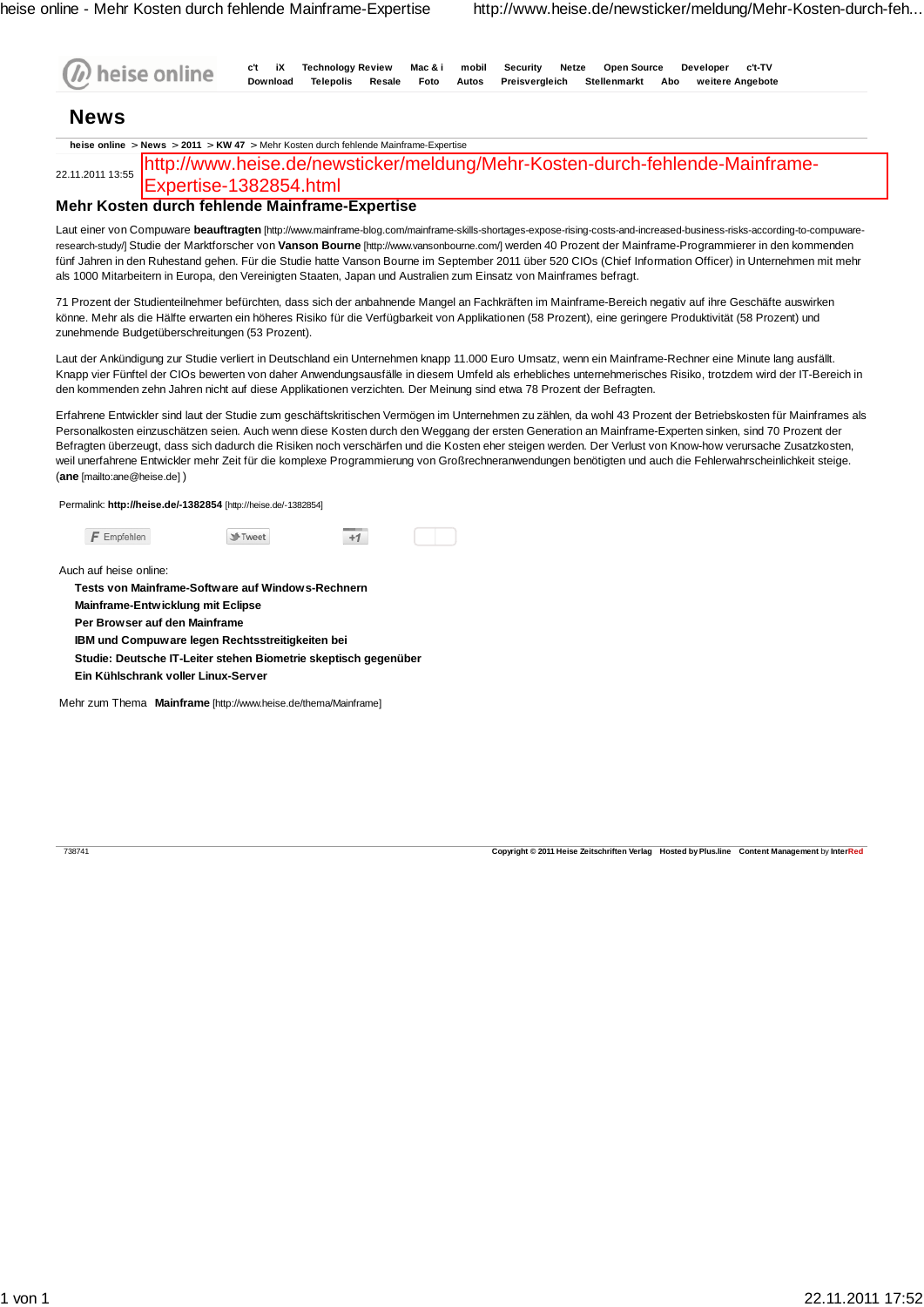heise online | c't | iX | Technology Review | Mac & i | mobil | Security | Netze | Open Source | Developer | c't-TV
Download | Telepolis | Resale | Foto | Autos | Preisvergleich | Stellenmarkt | Abo | weitere Angebote

# News

**heise online** > **News** > **2011** > **KW 47** > Mehr Kosten durch fehlende Mainframe-Expertise

22.11.2011 13:55 http://www.heise.de/newsticker/meldung/Mehr-Kosten-durch-fehlende-Mainframe-Expertise-1382854.html

## Mehr Kosten durch fehlende Mainframe-Expertise

Laut einer von Compuware **beauftragten** [http://www.mainframe-blog.com/mainframe-skills-shortages-expose-rising-costs-and-increased-business-risks-according-to-compuware-research-study/] Studie der Marktforscher von **Vanson Bourne** [http://www.vansonbourne.com/] werden 40 Prozent der Mainframe-Programmierer in den kommenden fünf Jahren in den Ruhestand gehen. Für die Studie hatte Vanson Bourne im September 2011 über 520 CIOs (Chief Information Officer) in Unternehmen mit mehr als 1000 Mitarbeitern in Europa, den Vereinigten Staaten, Japan und Australien zum Einsatz von Mainframes befragt.

71 Prozent der Studienteilnehmer befürchten, dass sich der anbahnende Mangel an Fachkräften im Mainframe-Bereich negativ auf ihre Geschäfte auswirken könne. Mehr als die Hälfte erwarten ein höheres Risiko für die Verfügbarkeit von Applikationen (58 Prozent), eine geringere Produktivität (58 Prozent) und zunehmende Budgetüberschreitungen (53 Prozent).

Laut der Ankündigung zur Studie verliert in Deutschland ein Unternehmen knapp 11.000 Euro Umsatz, wenn ein Mainframe-Rechner eine Minute lang ausfällt. Knapp vier Fünftel der CIOs bewerten von daher Anwendungsausfälle in diesem Umfeld als erhebliches unternehmerisches Risiko, trotzdem wird der IT-Bereich in den kommenden zehn Jahren nicht auf diese Applikationen verzichten. Der Meinung sind etwa 78 Prozent der Befragten.

Erfahrene Entwickler sind laut der Studie zum geschäftskritischen Vermögen im Unternehmen zu zählen, da wohl 43 Prozent der Betriebskosten für Mainframes als Personalkosten einzuschätzen seien. Auch wenn diese Kosten durch den Weggang der ersten Generation an Mainframe-Experten sinken, sind 70 Prozent der Befragten überzeugt, dass sich dadurch die Risiken noch verschärfen und die Kosten eher steigen werden. Der Verlust von Know-how verursache Zusatzkosten, weil unerfahrene Entwickler mehr Zeit für die komplexe Programmierung von Großrechneranwendungen benötigten und auch die Fehlerwahrscheinlichkeit steige. (**ane** [mailto:ane@heise.de] )

Permalink: **http://heise.de/-1382854** [http://heise.de/-1382854]

Empfehlen | Tweet | +1

Auch auf heise online:

- **Tests von Mainframe-Software auf Windows-Rechnern**
- **Mainframe-Entwicklung mit Eclipse**
- **Per Browser auf den Mainframe**
- **IBM und Compuware legen Rechtsstreitigkeiten bei**
- **Studie: Deutsche IT-Leiter stehen Biometrie skeptisch gegenüber**
- **Ein Kühlschrank voller Linux-Server**

Mehr zum Thema **Mainframe** [http://www.heise.de/thema/Mainframe]

738741 | **Copyright © 2011 Heise Zeitschriften Verlag** | **Hosted by Plus.line** | **Content Management** by **InterRed**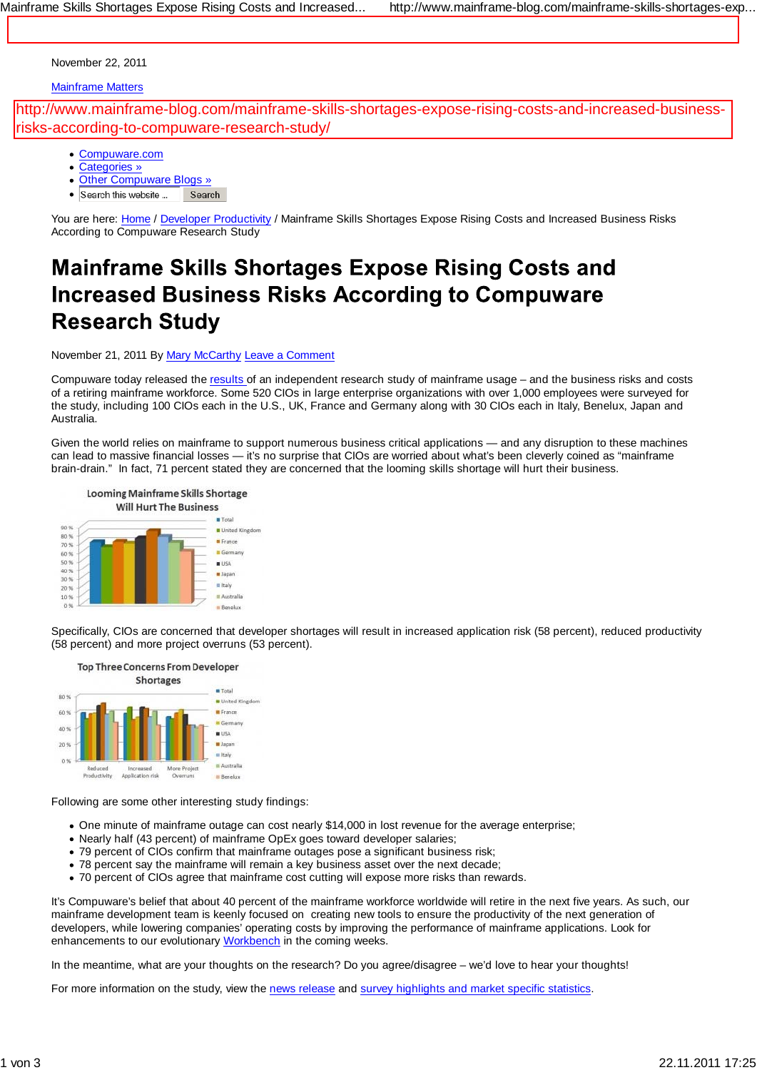November 22, 2011

Mainframe Matters

http://www.mainframe-blog.com/mainframe-skills-shortages-expose-rising-costs-and-increased-business-risks-according-to-compuware-research-study/

- Compuware.com
- Categories »
- Other Compuware Blogs »
- Search this website ... Search

You are here: Home / Developer Productivity / Mainframe Skills Shortages Expose Rising Costs and Increased Business Risks According to Compuware Research Study

# Mainframe Skills Shortages Expose Rising Costs and Increased Business Risks According to Compuware Research Study

November 21, 2011 By Mary McCarthy Leave a Comment

Compuware today released the results of an independent research study of mainframe usage – and the business risks and costs of a retiring mainframe workforce. Some 520 CIOs in large enterprise organizations with over 1,000 employees were surveyed for the study, including 100 CIOs each in the U.S., UK, France and Germany along with 30 CIOs each in Italy, Benelux, Japan and Australia.

Given the world relies on mainframe to support numerous business critical applications — and any disruption to these machines can lead to massive financial losses — it's no surprise that CIOs are worried about what's been cleverly coined as "mainframe brain-drain." In fact, 71 percent stated they are concerned that the looming skills shortage will hurt their business.

Looming Mainframe Skills Shortage Will Hurt The Business

90 %
80 %
70 %
60 %
50 %
40 %
30 %
20 %
10 %
0 %

Total
United Kingdom
France
Germany
USA
Japan
Italy
Australia
Benelux

Specifically, CIOs are concerned that developer shortages will result in increased application risk (58 percent), reduced productivity (58 percent) and more project overruns (53 percent).

Top Three Concerns From Developer Shortages

80 %
60 %
40 %
20 %
0 %

Reduced Productivity
Increased Application risk
More Project Overruns

Total
United Kingdom
France
Germany
USA
Japan
Italy
Australia
Benelux

Following are some other interesting study findings:

- One minute of mainframe outage can cost nearly $14,000 in lost revenue for the average enterprise;
- Nearly half (43 percent) of mainframe OpEx goes toward developer salaries;
- 79 percent of CIOs confirm that mainframe outages pose a significant business risk;
- 78 percent say the mainframe will remain a key business asset over the next decade;
- 70 percent of CIOs agree that mainframe cost cutting will expose more risks than rewards.

It's Compuware's belief that about 40 percent of the mainframe workforce worldwide will retire in the next five years. As such, our mainframe development team is keenly focused on creating new tools to ensure the productivity of the next generation of developers, while lowering companies' operating costs by improving the performance of mainframe applications. Look for enhancements to our evolutionary Workbench in the coming weeks.

In the meantime, what are your thoughts on the research? Do you agree/disagree – we'd love to hear your thoughts!

For more information on the study, view the news release and survey highlights and market specific statistics.